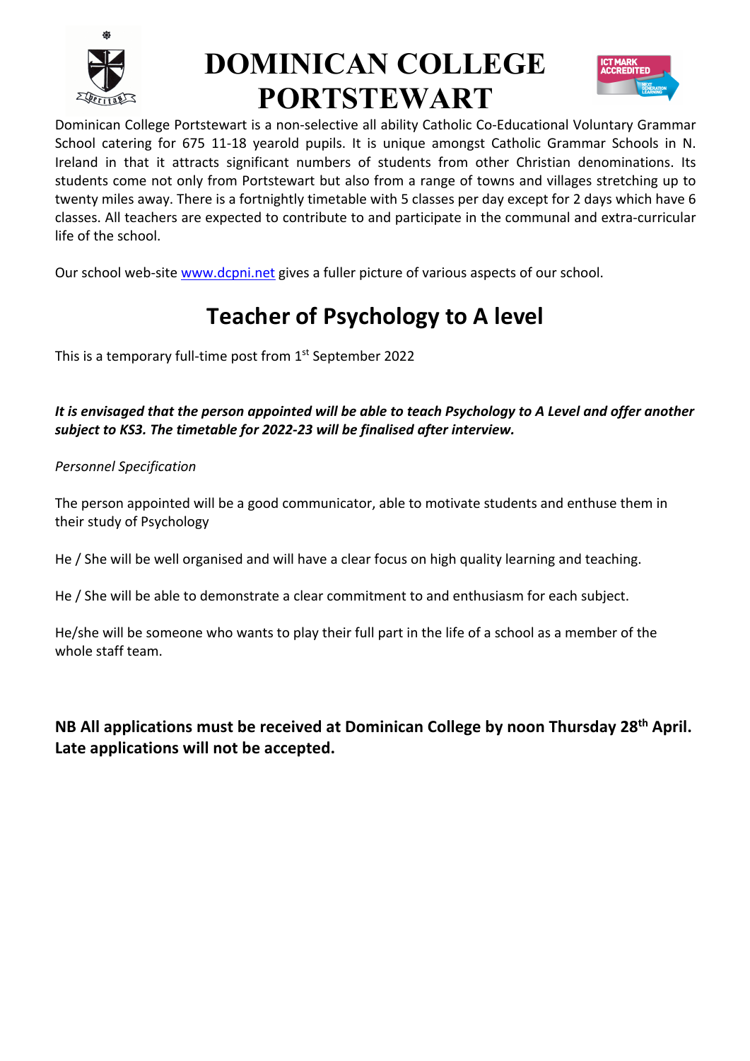# DOMINICAN COLLEGE PORTSTEWART

Dominican College Portstewart is a non-selective all ability Catholic Co-Educational Voluntary Grammar School catering for 675 11-18 yearold pupils. It is unique amongst Catholic Grammar Schools in N. Ireland in that it attracts significant numbers of students from other Christian denominations. Its students come not only from Portstewart but also from a range of towns and villages stretching up to twenty miles away. There is a fortnightly timetable with 5 classes per day except for 2 days which have 6 classes. All teachers are expected to contribute to and participate in the communal and extra-curricular life of the school.

Our school web-site www.dcpni.net gives a fuller picture of various aspects of our school.

## Teacher of Psychology to A level

This is a temporary full-time post from 1st September 2022

***It is envisaged that the person appointed will be able to teach Psychology to A Level and offer another subject to KS3. The timetable for 2022-23 will be finalised after interview.***

*Personnel Specification*

The person appointed will be a good communicator, able to motivate students and enthuse them in their study of Psychology

He / She will be well organised and will have a clear focus on high quality learning and teaching.

He / She will be able to demonstrate a clear commitment to and enthusiasm for each subject.

He/she will be someone who wants to play their full part in the life of a school as a member of the whole staff team.

**NB All applications must be received at Dominican College by noon Thursday 28th April. Late applications will not be accepted.**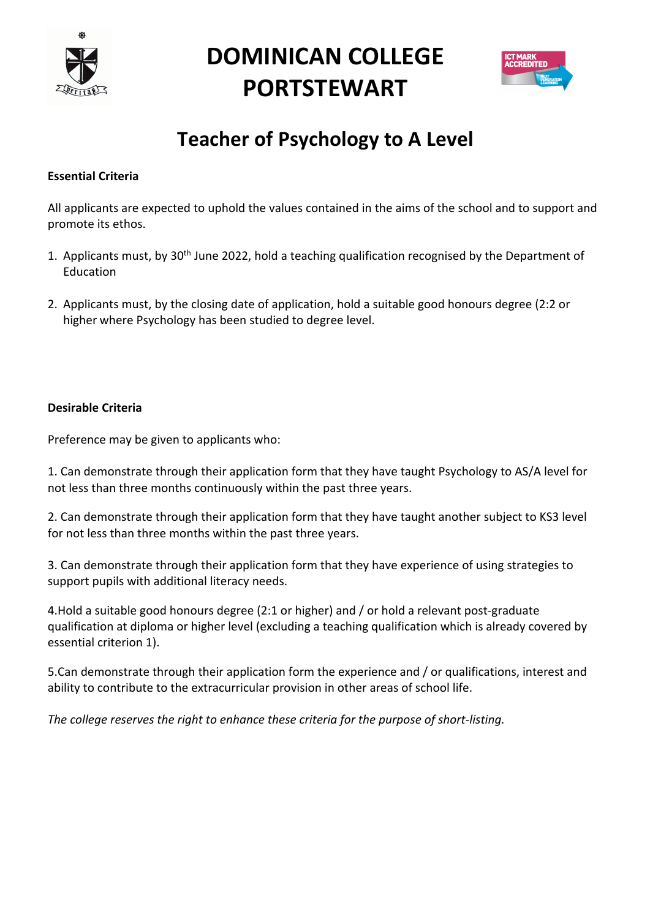# DOMINICAN COLLEGE PORTSTEWART

## Teacher of Psychology to A Level

**Essential Criteria**

All applicants are expected to uphold the values contained in the aims of the school and to support and promote its ethos.

1. Applicants must, by 30th June 2022, hold a teaching qualification recognised by the Department of Education
2. Applicants must, by the closing date of application, hold a suitable good honours degree (2:2 or higher where Psychology has been studied to degree level.

**Desirable Criteria**

Preference may be given to applicants who:

1. Can demonstrate through their application form that they have taught Psychology to AS/A level for not less than three months continuously within the past three years.

2. Can demonstrate through their application form that they have taught another subject to KS3 level for not less than three months within the past three years.

3. Can demonstrate through their application form that they have experience of using strategies to support pupils with additional literacy needs.

4. Hold a suitable good honours degree (2:1 or higher) and / or hold a relevant post-graduate qualification at diploma or higher level (excluding a teaching qualification which is already covered by essential criterion 1).

5. Can demonstrate through their application form the experience and / or qualifications, interest and ability to contribute to the extracurricular provision in other areas of school life.

*The college reserves the right to enhance these criteria for the purpose of short-listing.*